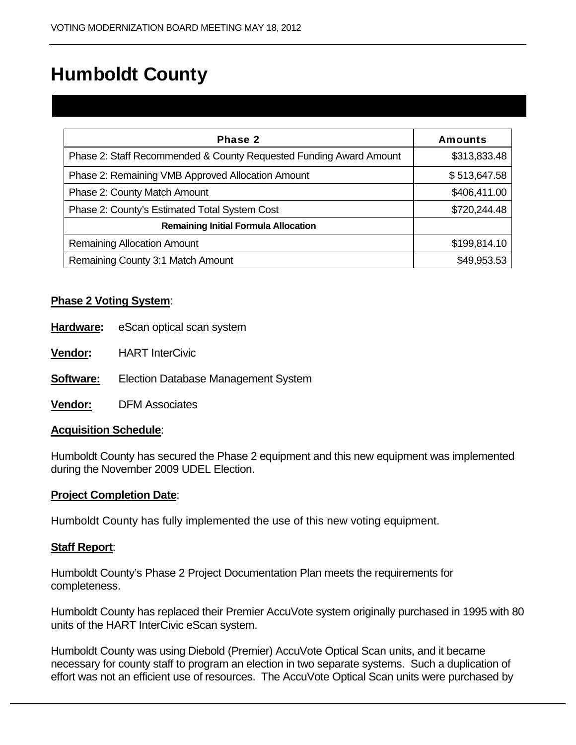# Humboldt County

| Phase 2 | Amounts |
|---|---|
| Phase 2: Staff Recommended & County Requested Funding Award Amount | $313,833.48 |
| Phase 2: Remaining VMB Approved Allocation Amount | $ 513,647.58 |
| Phase 2: County Match Amount | $406,411.00 |
| Phase 2: County's Estimated Total System Cost | $720,244.48 |
| **Remaining Initial Formula Allocation** | |
| Remaining Allocation Amount | $199,814.10 |
| Remaining County 3:1 Match Amount | $49,953.53 |

**Phase 2 Voting System**:

**Hardware:** eScan optical scan system

**Vendor:** HART InterCivic

**Software:** Election Database Management System

**Vendor:** DFM Associates

**Acquisition Schedule**:

Humboldt County has secured the Phase 2 equipment and this new equipment was implemented during the November 2009 UDEL Election.

**Project Completion Date**:

Humboldt County has fully implemented the use of this new voting equipment.

**Staff Report**:

Humboldt County's Phase 2 Project Documentation Plan meets the requirements for completeness.

Humboldt County has replaced their Premier AccuVote system originally purchased in 1995 with 80 units of the HART InterCivic eScan system.

Humboldt County was using Diebold (Premier) AccuVote Optical Scan units, and it became necessary for county staff to program an election in two separate systems. Such a duplication of effort was not an efficient use of resources. The AccuVote Optical Scan units were purchased by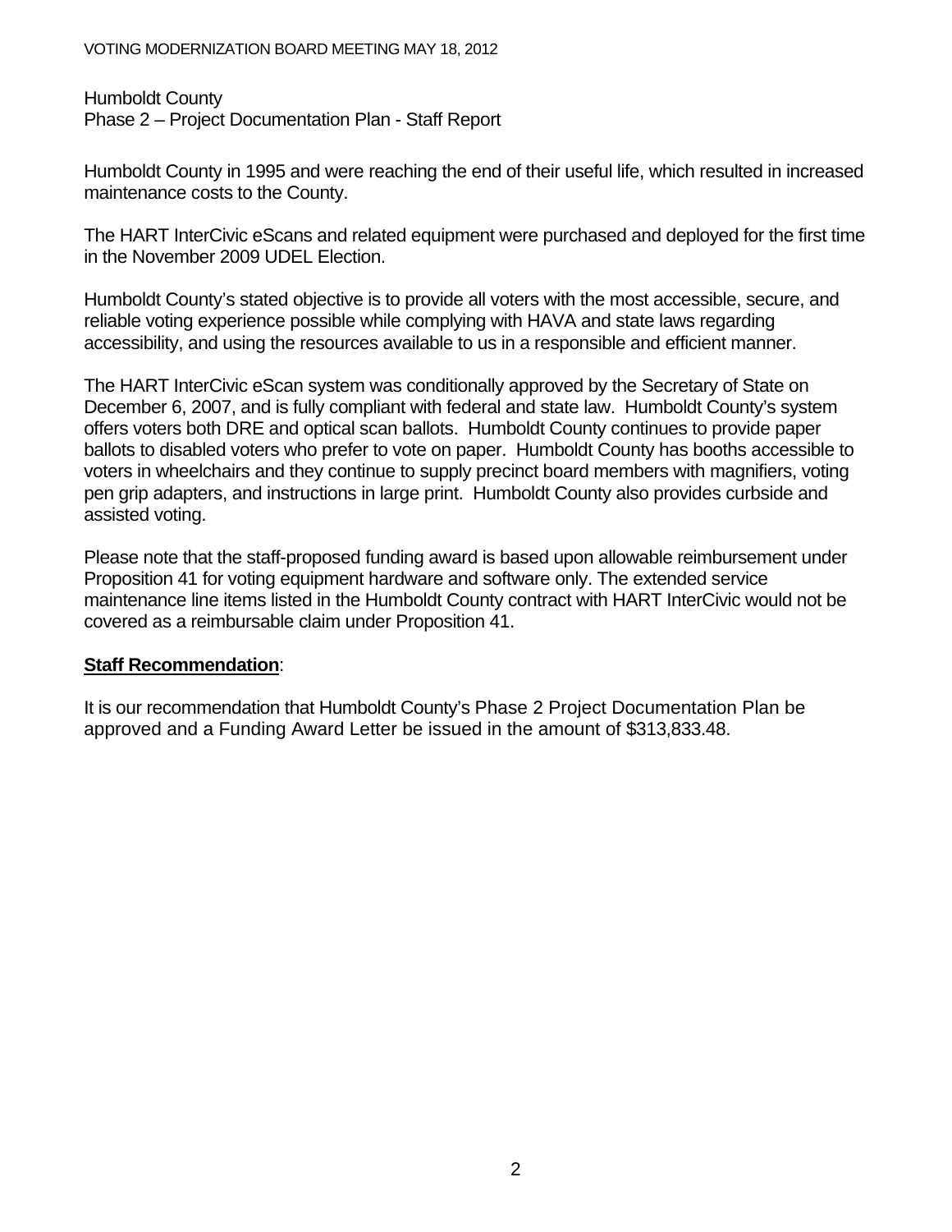Humboldt County
Phase 2 – Project Documentation Plan - Staff Report

Humboldt County in 1995 and were reaching the end of their useful life, which resulted in increased maintenance costs to the County.

The HART InterCivic eScans and related equipment were purchased and deployed for the first time in the November 2009 UDEL Election.

Humboldt County's stated objective is to provide all voters with the most accessible, secure, and reliable voting experience possible while complying with HAVA and state laws regarding accessibility, and using the resources available to us in a responsible and efficient manner.

The HART InterCivic eScan system was conditionally approved by the Secretary of State on December 6, 2007, and is fully compliant with federal and state law. Humboldt County's system offers voters both DRE and optical scan ballots. Humboldt County continues to provide paper ballots to disabled voters who prefer to vote on paper. Humboldt County has booths accessible to voters in wheelchairs and they continue to supply precinct board members with magnifiers, voting pen grip adapters, and instructions in large print. Humboldt County also provides curbside and assisted voting.

Please note that the staff-proposed funding award is based upon allowable reimbursement under Proposition 41 for voting equipment hardware and software only. The extended service maintenance line items listed in the Humboldt County contract with HART InterCivic would not be covered as a reimbursable claim under Proposition 41.

**Staff Recommendation**:

It is our recommendation that Humboldt County's Phase 2 Project Documentation Plan be approved and a Funding Award Letter be issued in the amount of $313,833.48.